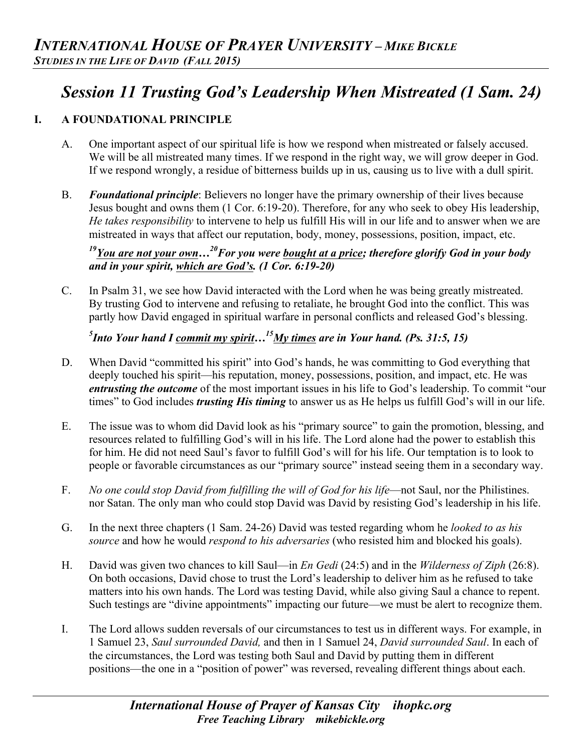# Session 11 Trusting God's Leadership When Mistreated (1 Sam. 24)

## I. A FOUNDATIONAL PRINCIPLE

A. One important aspect of our spiritual life is how we respond when mistreated or falsely accused. We will be all mistreated many times. If we respond in the right way, we will grow deeper in God. If we respond wrongly, a residue of bitterness builds up in us, causing us to live with a dull spirit.

B. ***Foundational principle***: Believers no longer have the primary ownership of their lives because Jesus bought and owns them (1 Cor. 6:19-20). Therefore, for any who seek to obey His leadership, *He takes responsibility* to intervene to help us fulfill His will in our life and to answer when we are mistreated in ways that affect our reputation, body, money, possessions, position, impact, etc.

***[19]<u>You are not your own</u>…[20]For you were <u>bought at a price</u>; therefore glorify God in your body and in your spirit, <u>which are God's</u>. (1 Cor. 6:19-20)***

C. In Psalm 31, we see how David interacted with the Lord when he was being greatly mistreated. By trusting God to intervene and refusing to retaliate, he brought God into the conflict. This was partly how David engaged in spiritual warfare in personal conflicts and released God's blessing.

***[5]Into Your hand I <u>commit my spirit</u>…[15]<u>My times</u> are in Your hand. (Ps. 31:5, 15)***

D. When David "committed his spirit" into God's hands, he was committing to God everything that deeply touched his spirit—his reputation, money, possessions, position, and impact, etc. He was ***entrusting the outcome*** of the most important issues in his life to God's leadership. To commit "our times" to God includes ***trusting His timing*** to answer us as He helps us fulfill God's will in our life.

E. The issue was to whom did David look as his "primary source" to gain the promotion, blessing, and resources related to fulfilling God's will in his life. The Lord alone had the power to establish this for him. He did not need Saul's favor to fulfill God's will for his life. Our temptation is to look to people or favorable circumstances as our "primary source" instead seeing them in a secondary way.

F. *No one could stop David from fulfilling the will of God for his life*—not Saul, nor the Philistines. nor Satan. The only man who could stop David was David by resisting God's leadership in his life.

G. In the next three chapters (1 Sam. 24-26) David was tested regarding whom he *looked to as his source* and how he would *respond to his adversaries* (who resisted him and blocked his goals).

H. David was given two chances to kill Saul—in *En Gedi* (24:5) and in the *Wilderness of Ziph* (26:8). On both occasions, David chose to trust the Lord's leadership to deliver him as he refused to take matters into his own hands. The Lord was testing David, while also giving Saul a chance to repent. Such testings are "divine appointments" impacting our future—we must be alert to recognize them.

I. The Lord allows sudden reversals of our circumstances to test us in different ways. For example, in 1 Samuel 23, *Saul surrounded David,* and then in 1 Samuel 24, *David surrounded Saul*. In each of the circumstances, the Lord was testing both Saul and David by putting them in different positions—the one in a "position of power" was reversed, revealing different things about each.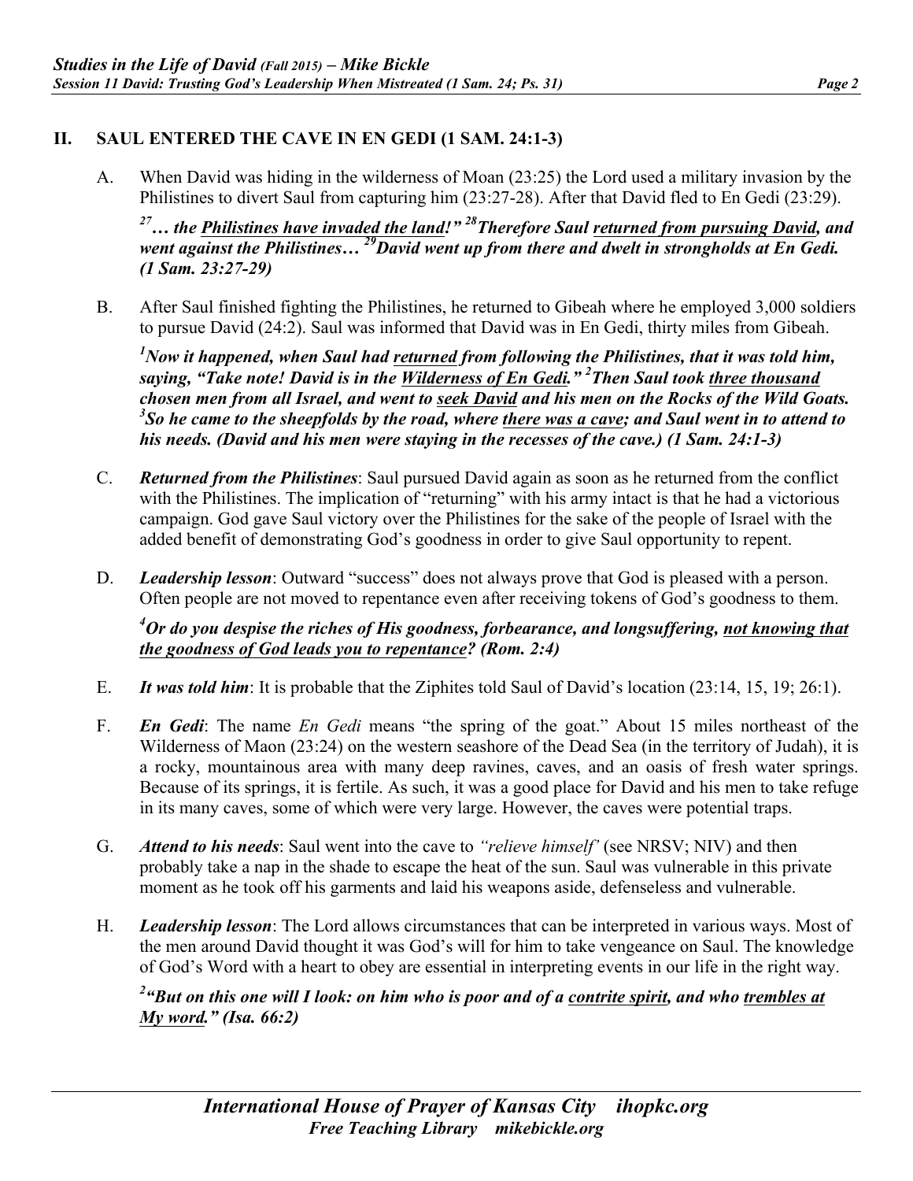## II. SAUL ENTERED THE CAVE IN EN GEDI (1 SAM. 24:1-3)

A. When David was hiding in the wilderness of Moan (23:25) the Lord used a military invasion by the Philistines to divert Saul from capturing him (23:27-28). After that David fled to En Gedi (23:29).

***[27]… the <u>Philistines have invaded the land</u>!" [28]Therefore Saul <u>returned from pursuing David</u>, and went against the Philistines… [29]David went up from there and dwelt in strongholds at En Gedi. (1 Sam. 23:27-29)***

B. After Saul finished fighting the Philistines, he returned to Gibeah where he employed 3,000 soldiers to pursue David (24:2). Saul was informed that David was in En Gedi, thirty miles from Gibeah.

***[1]Now it happened, when Saul had <u>returned</u> from following the Philistines, that it was told him, saying, "Take note! David is in the <u>Wilderness of En Gedi</u>." [2]Then Saul took <u>three thousand</u> chosen men from all Israel, and went to <u>seek David</u> and his men on the Rocks of the Wild Goats. [3]So he came to the sheepfolds by the road, where <u>there was a cave</u>; and Saul went in to attend to his needs. (David and his men were staying in the recesses of the cave.) (1 Sam. 24:1-3)***

C. ***Returned from the Philistines***: Saul pursued David again as soon as he returned from the conflict with the Philistines. The implication of "returning" with his army intact is that he had a victorious campaign. God gave Saul victory over the Philistines for the sake of the people of Israel with the added benefit of demonstrating God's goodness in order to give Saul opportunity to repent.

D. ***Leadership lesson***: Outward "success" does not always prove that God is pleased with a person. Often people are not moved to repentance even after receiving tokens of God's goodness to them.

***[4]Or do you despise the riches of His goodness, forbearance, and longsuffering, <u>not knowing that the goodness of God leads you to repentance</u>? (Rom. 2:4)***

E. ***It was told him***: It is probable that the Ziphites told Saul of David's location (23:14, 15, 19; 26:1).

F. ***En Gedi***: The name *En Gedi* means "the spring of the goat." About 15 miles northeast of the Wilderness of Maon (23:24) on the western seashore of the Dead Sea (in the territory of Judah), it is a rocky, mountainous area with many deep ravines, caves, and an oasis of fresh water springs. Because of its springs, it is fertile. As such, it was a good place for David and his men to take refuge in its many caves, some of which were very large. However, the caves were potential traps.

G. ***Attend to his needs***: Saul went into the cave to *"relieve himself"* (see NRSV; NIV) and then probably take a nap in the shade to escape the heat of the sun. Saul was vulnerable in this private moment as he took off his garments and laid his weapons aside, defenseless and vulnerable.

H. ***Leadership lesson***: The Lord allows circumstances that can be interpreted in various ways. Most of the men around David thought it was God's will for him to take vengeance on Saul. The knowledge of God's Word with a heart to obey are essential in interpreting events in our life in the right way.

***[2]"But on this one will I look: on him who is poor and of a <u>contrite spirit</u>, and who <u>trembles at My word</u>." (Isa. 66:2)***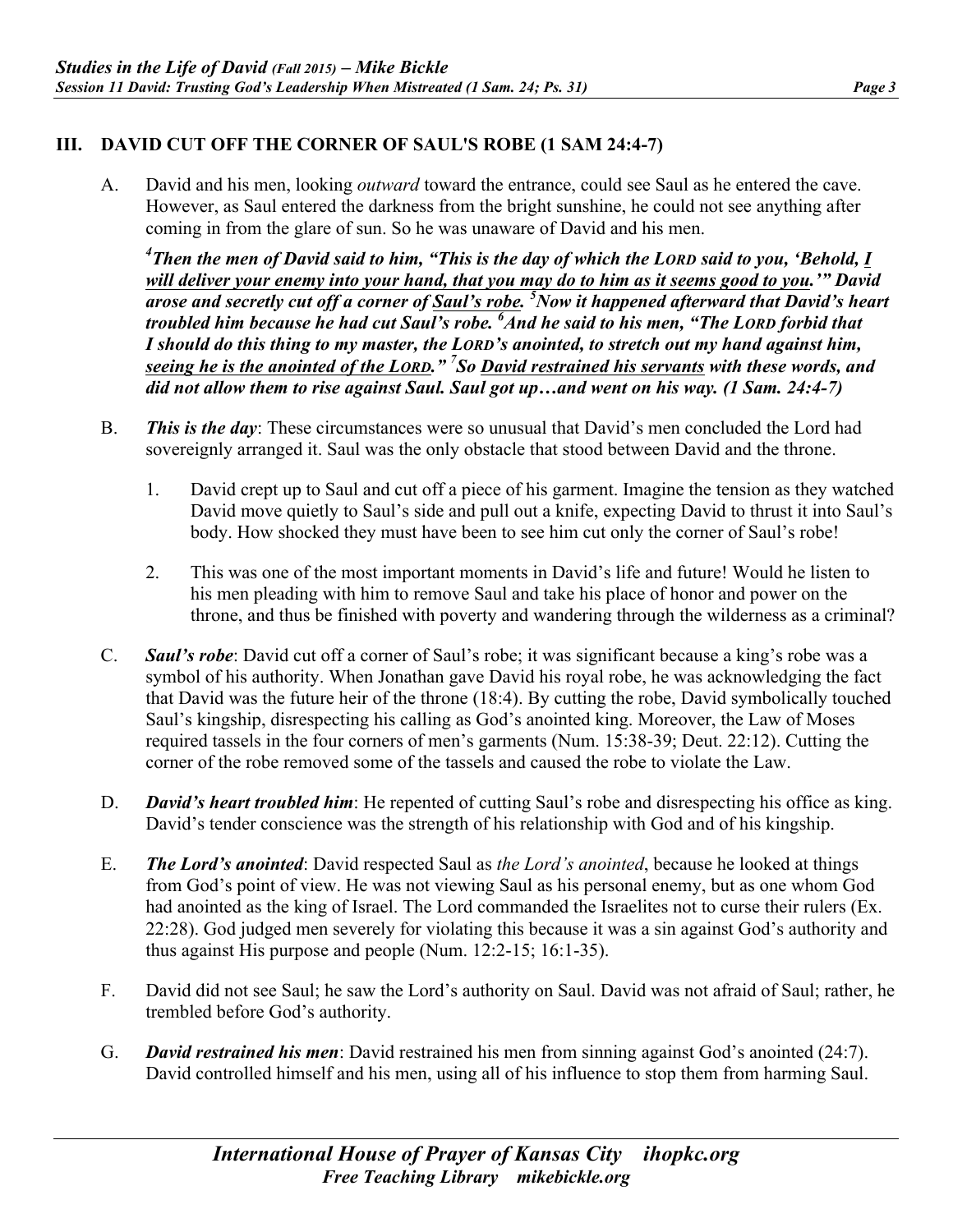## III. DAVID CUT OFF THE CORNER OF SAUL'S ROBE (1 SAM 24:4-7)

A. David and his men, looking *outward* toward the entrance, could see Saul as he entered the cave. However, as Saul entered the darkness from the bright sunshine, he could not see anything after coming in from the glare of sun. So he was unaware of David and his men.

***[4]Then the men of David said to him, "This is the day of which the LORD said to you, 'Behold, <u>I will deliver your enemy into your hand, that you may do to him as it seems good to you.</u>'" David arose and secretly cut off a corner of <u>Saul's robe.</u> [5]Now it happened afterward that David's heart troubled him because he had cut Saul's robe. [6]And he said to his men, "The LORD forbid that I should do this thing to my master, the LORD's anointed, to stretch out my hand against him, <u>seeing he is the anointed of the LORD.</u>" [7]So <u>David restrained his servants</u> with these words, and did not allow them to rise against Saul. Saul got up…and went on his way. (1 Sam. 24:4-7)***

B. ***This is the day***: These circumstances were so unusual that David's men concluded the Lord had sovereignly arranged it. Saul was the only obstacle that stood between David and the throne.

1. David crept up to Saul and cut off a piece of his garment. Imagine the tension as they watched David move quietly to Saul's side and pull out a knife, expecting David to thrust it into Saul's body. How shocked they must have been to see him cut only the corner of Saul's robe!

2. This was one of the most important moments in David's life and future! Would he listen to his men pleading with him to remove Saul and take his place of honor and power on the throne, and thus be finished with poverty and wandering through the wilderness as a criminal?

C. ***Saul's robe***: David cut off a corner of Saul's robe; it was significant because a king's robe was a symbol of his authority. When Jonathan gave David his royal robe, he was acknowledging the fact that David was the future heir of the throne (18:4). By cutting the robe, David symbolically touched Saul's kingship, disrespecting his calling as God's anointed king. Moreover, the Law of Moses required tassels in the four corners of men's garments (Num. 15:38-39; Deut. 22:12). Cutting the corner of the robe removed some of the tassels and caused the robe to violate the Law.

D. ***David's heart troubled him***: He repented of cutting Saul's robe and disrespecting his office as king. David's tender conscience was the strength of his relationship with God and of his kingship.

E. ***The Lord's anointed***: David respected Saul as *the Lord's anointed*, because he looked at things from God's point of view. He was not viewing Saul as his personal enemy, but as one whom God had anointed as the king of Israel. The Lord commanded the Israelites not to curse their rulers (Ex. 22:28). God judged men severely for violating this because it was a sin against God's authority and thus against His purpose and people (Num. 12:2-15; 16:1-35).

F. David did not see Saul; he saw the Lord's authority on Saul. David was not afraid of Saul; rather, he trembled before God's authority.

G. ***David restrained his men***: David restrained his men from sinning against God's anointed (24:7). David controlled himself and his men, using all of his influence to stop them from harming Saul.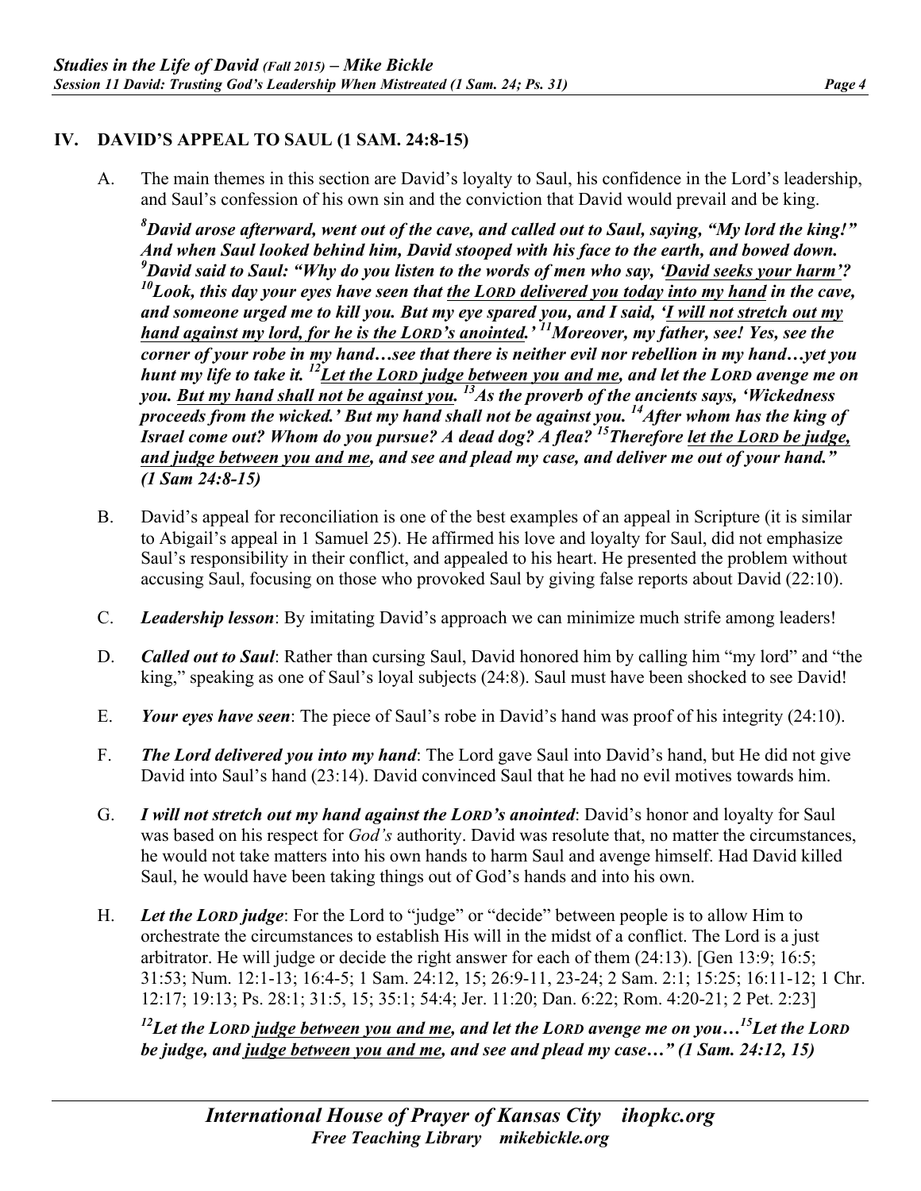## IV. DAVID'S APPEAL TO SAUL (1 SAM. 24:8-15)

A. The main themes in this section are David's loyalty to Saul, his confidence in the Lord's leadership, and Saul's confession of his own sin and the conviction that David would prevail and be king.

***8David arose afterward, went out of the cave, and called out to Saul, saying, "My lord the king!" And when Saul looked behind him, David stooped with his face to the earth, and bowed down. 9David said to Saul: "Why do you listen to the words of men who say, 'David seeks your harm'? 10Look, this day your eyes have seen that the LORD delivered you today into my hand in the cave, and someone urged me to kill you. But my eye spared you, and I said, 'I will not stretch out my hand against my lord, for he is the LORD's anointed.' 11Moreover, my father, see! Yes, see the corner of your robe in my hand…see that there is neither evil nor rebellion in my hand…yet you hunt my life to take it. 12Let the LORD judge between you and me, and let the LORD avenge me on you. But my hand shall not be against you. 13As the proverb of the ancients says, 'Wickedness proceeds from the wicked.' But my hand shall not be against you. 14After whom has the king of Israel come out? Whom do you pursue? A dead dog? A flea? 15Therefore let the LORD be judge, and judge between you and me, and see and plead my case, and deliver me out of your hand." (1 Sam 24:8-15)***

B. David's appeal for reconciliation is one of the best examples of an appeal in Scripture (it is similar to Abigail's appeal in 1 Samuel 25). He affirmed his love and loyalty for Saul, did not emphasize Saul's responsibility in their conflict, and appealed to his heart. He presented the problem without accusing Saul, focusing on those who provoked Saul by giving false reports about David (22:10).

C. ***Leadership lesson***: By imitating David's approach we can minimize much strife among leaders!

D. ***Called out to Saul***: Rather than cursing Saul, David honored him by calling him "my lord" and "the king," speaking as one of Saul's loyal subjects (24:8). Saul must have been shocked to see David!

E. ***Your eyes have seen***: The piece of Saul's robe in David's hand was proof of his integrity (24:10).

F. ***The Lord delivered you into my hand***: The Lord gave Saul into David's hand, but He did not give David into Saul's hand (23:14). David convinced Saul that he had no evil motives towards him.

G. ***I will not stretch out my hand against the LORD's anointed***: David's honor and loyalty for Saul was based on his respect for *God's* authority. David was resolute that, no matter the circumstances, he would not take matters into his own hands to harm Saul and avenge himself. Had David killed Saul, he would have been taking things out of God's hands and into his own.

H. ***Let the LORD judge***: For the Lord to "judge" or "decide" between people is to allow Him to orchestrate the circumstances to establish His will in the midst of a conflict. The Lord is a just arbitrator. He will judge or decide the right answer for each of them (24:13). [Gen 13:9; 16:5; 31:53; Num. 12:1-13; 16:4-5; 1 Sam. 24:12, 15; 26:9-11, 23-24; 2 Sam. 2:1; 15:25; 16:11-12; 1 Chr. 12:17; 19:13; Ps. 28:1; 31:5, 15; 35:1; 54:4; Jer. 11:20; Dan. 6:22; Rom. 4:20-21; 2 Pet. 2:23]

***12Let the LORD judge between you and me, and let the LORD avenge me on you…15Let the LORD be judge, and judge between you and me, and see and plead my case…" (1 Sam. 24:12, 15)***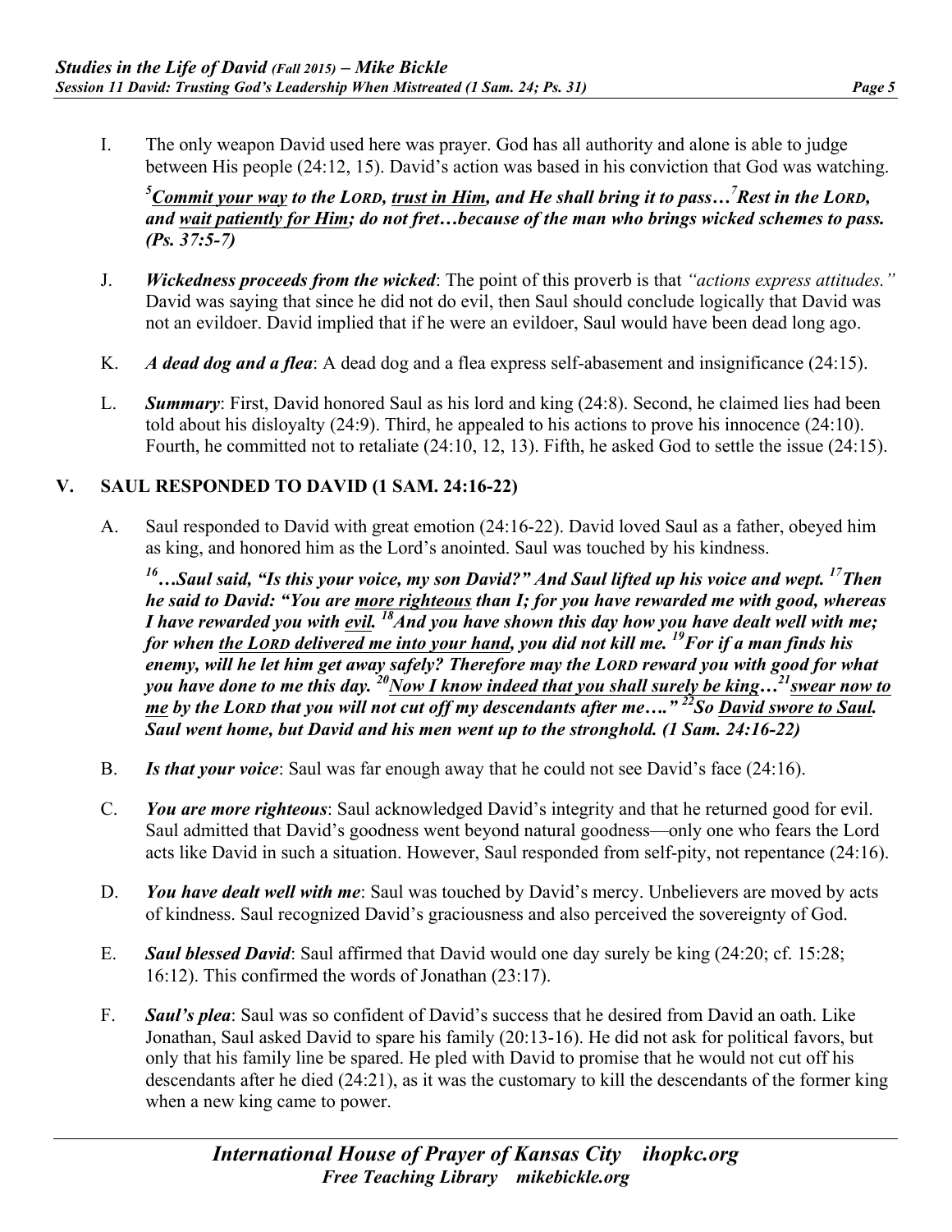I. The only weapon David used here was prayer. God has all authority and alone is able to judge between His people (24:12, 15). David's action was based in his conviction that God was watching.

***[5]Commit your way** to the LORD, **trust in Him**, and He shall bring it to pass…[7]Rest in the LORD, and **wait patiently for Him**; do not fret…because of the man who brings wicked schemes to pass. (Ps. 37:5-7)*

J. ***Wickedness proceeds from the wicked***: The point of this proverb is that *"actions express attitudes."* David was saying that since he did not do evil, then Saul should conclude logically that David was not an evildoer. David implied that if he were an evildoer, Saul would have been dead long ago.

K. ***A dead dog and a flea***: A dead dog and a flea express self-abasement and insignificance (24:15).

L. ***Summary***: First, David honored Saul as his lord and king (24:8). Second, he claimed lies had been told about his disloyalty (24:9). Third, he appealed to his actions to prove his innocence (24:10). Fourth, he committed not to retaliate (24:10, 12, 13). Fifth, he asked God to settle the issue (24:15).

## V. SAUL RESPONDED TO DAVID (1 SAM. 24:16-22)

A. Saul responded to David with great emotion (24:16-22). David loved Saul as a father, obeyed him as king, and honored him as the Lord's anointed. Saul was touched by his kindness.

***[16]…Saul said, "Is this your voice, my son David?" And Saul lifted up his voice and wept. [17]Then he said to David: "You are more righteous than I; for you have rewarded me with good, whereas I have rewarded you with evil. [18]And you have shown this day how you have dealt well with me; for when the LORD delivered me into your hand, you did not kill me. [19]For if a man finds his enemy, will he let him get away safely? Therefore may the LORD reward you with good for what you have done to me this day. [20]Now I know indeed that you shall surely be king…[21]swear now to me by the LORD that you will not cut off my descendants after me…." [22]So David swore to Saul. Saul went home, but David and his men went up to the stronghold. (1 Sam. 24:16-22)***

B. ***Is that your voice***: Saul was far enough away that he could not see David's face (24:16).

C. ***You are more righteous***: Saul acknowledged David's integrity and that he returned good for evil. Saul admitted that David's goodness went beyond natural goodness—only one who fears the Lord acts like David in such a situation. However, Saul responded from self-pity, not repentance (24:16).

D. ***You have dealt well with me***: Saul was touched by David's mercy. Unbelievers are moved by acts of kindness. Saul recognized David's graciousness and also perceived the sovereignty of God.

E. ***Saul blessed David***: Saul affirmed that David would one day surely be king (24:20; cf. 15:28; 16:12). This confirmed the words of Jonathan (23:17).

F. ***Saul's plea***: Saul was so confident of David's success that he desired from David an oath. Like Jonathan, Saul asked David to spare his family (20:13-16). He did not ask for political favors, but only that his family line be spared. He pled with David to promise that he would not cut off his descendants after he died (24:21), as it was the customary to kill the descendants of the former king when a new king came to power.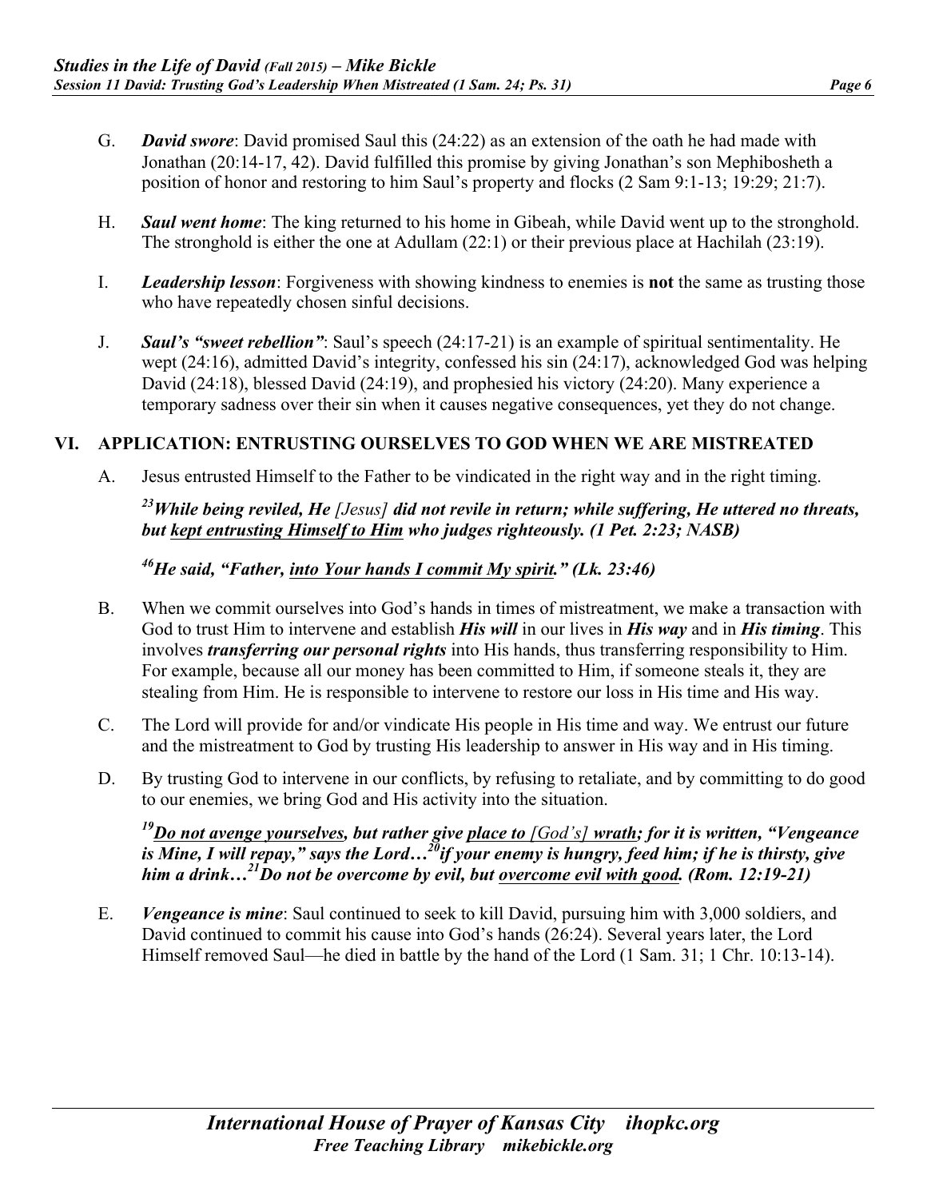G. ***David swore***: David promised Saul this (24:22) as an extension of the oath he had made with Jonathan (20:14-17, 42). David fulfilled this promise by giving Jonathan's son Mephibosheth a position of honor and restoring to him Saul's property and flocks (2 Sam 9:1-13; 19:29; 21:7).

H. ***Saul went home***: The king returned to his home in Gibeah, while David went up to the stronghold. The stronghold is either the one at Adullam (22:1) or their previous place at Hachilah (23:19).

I. ***Leadership lesson***: Forgiveness with showing kindness to enemies is **not** the same as trusting those who have repeatedly chosen sinful decisions.

J. ***Saul's "sweet rebellion"***: Saul's speech (24:17-21) is an example of spiritual sentimentality. He wept (24:16), admitted David's integrity, confessed his sin (24:17), acknowledged God was helping David (24:18), blessed David (24:19), and prophesied his victory (24:20). Many experience a temporary sadness over their sin when it causes negative consequences, yet they do not change.

## VI. APPLICATION: ENTRUSTING OURSELVES TO GOD WHEN WE ARE MISTREATED

A. Jesus entrusted Himself to the Father to be vindicated in the right way and in the right timing.

***[23]While being reviled, He*** *[Jesus]* ***did not revile in return; while suffering, He uttered no threats, but <u>kept entrusting Himself to Him</u> who judges righteously. (1 Pet. 2:23; NASB)***

***[46]He said, "Father, <u>into Your hands I commit My spirit</u>." (Lk. 23:46)***

B. When we commit ourselves into God's hands in times of mistreatment, we make a transaction with God to trust Him to intervene and establish ***His will*** in our lives in ***His way*** and in ***His timing***. This involves ***transferring our personal rights*** into His hands, thus transferring responsibility to Him. For example, because all our money has been committed to Him, if someone steals it, they are stealing from Him. He is responsible to intervene to restore our loss in His time and His way.

C. The Lord will provide for and/or vindicate His people in His time and way. We entrust our future and the mistreatment to God by trusting His leadership to answer in His way and in His timing.

D. By trusting God to intervene in our conflicts, by refusing to retaliate, and by committing to do good to our enemies, we bring God and His activity into the situation.

***[19]<u>Do not avenge yourselves</u>, but rather give <u>place to</u>*** *<u>[God's]</u>* ***<u>wrath</u>; for it is written, "Vengeance is Mine, I will repay," says the Lord…[20]if your enemy is hungry, feed him; if he is thirsty, give him a drink…[21]Do not be overcome by evil, but <u>overcome evil with good</u>. (Rom. 12:19-21)***

E. ***Vengeance is mine***: Saul continued to seek to kill David, pursuing him with 3,000 soldiers, and David continued to commit his cause into God's hands (26:24). Several years later, the Lord Himself removed Saul—he died in battle by the hand of the Lord (1 Sam. 31; 1 Chr. 10:13-14).